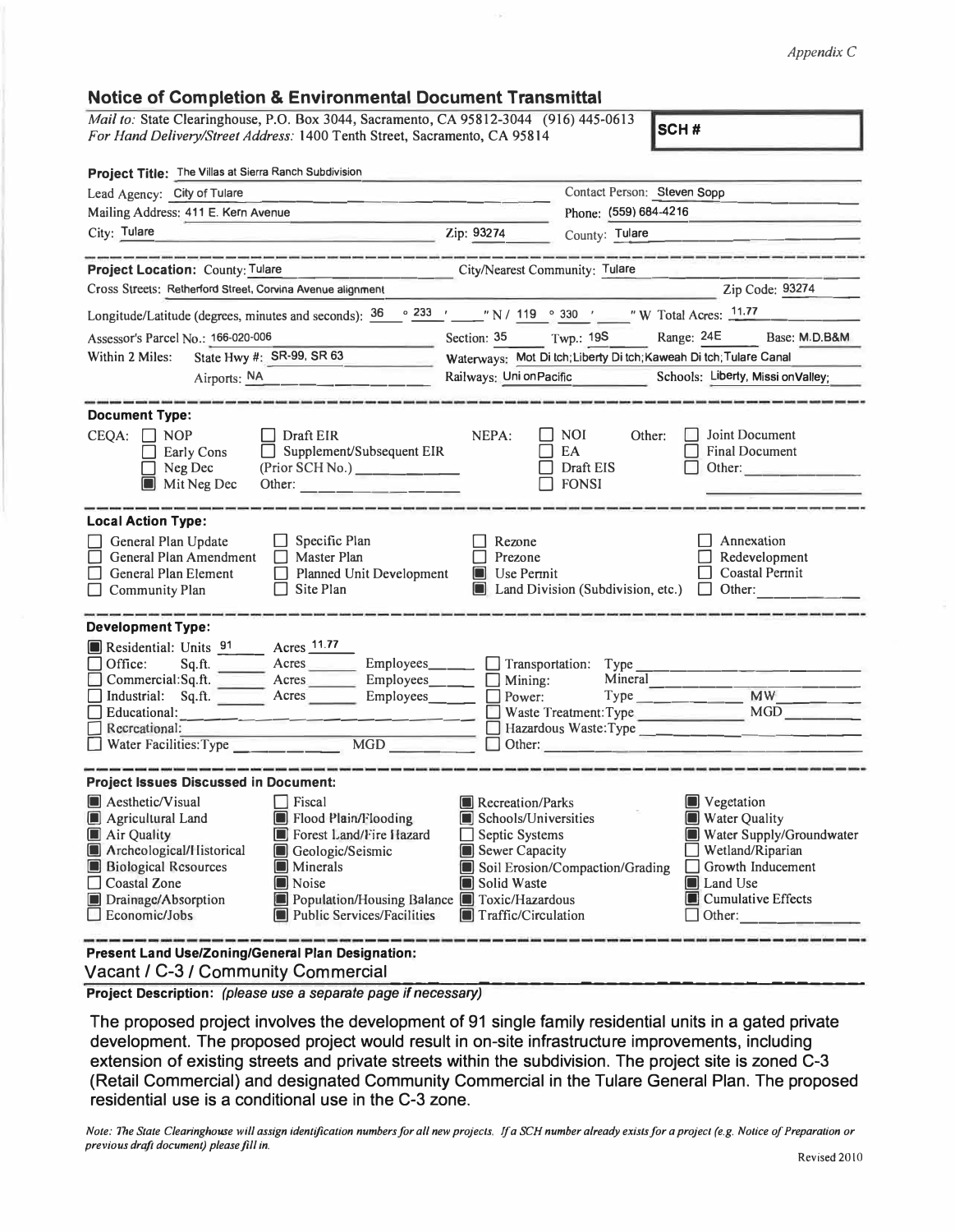*Appendix C*

## Notice of Completion & Environmental Document Transmittal

*Mail to:* State Clearinghouse, P.O. Box 3044, Sacramento, CA 95812-3044 (916) 445-0613
*For Hand Delivery/Street Address:* 1400 Tenth Street, Sacramento, CA 95814

**SCH #**

**Project Title:** The Villas at Sierra Ranch Subdivision

Lead Agency: City of Tulare
Contact Person: Steven Sopp
Mailing Address: 411 E. Kern Avenue
Phone: (559) 684-4216
City: Tulare
Zip: 93274
County: Tulare

**Project Location:** County: Tulare
City/Nearest Community: Tulare
Cross Streets: Retherford Street, Corvina Avenue alignment
Zip Code: 93274

Longitude/Latitude (degrees, minutes and seconds): 36 ° 233 ' " N / 119 ° 330 ' " W Total Acres: 11.77

Assessor's Parcel No.: 166-020-006
Section: 35 Twp.: 19S Range: 24E Base: M.D.B&M

Within 2 Miles: State Hwy #: SR-99, SR 63
Waterways: Mot Di tch;Liberty Di tch;Kaweah Di tch;Tulare Canal
Airports: NA
Railways: Uni onPacific
Schools: Liberty, Missi onValley;

**Document Type:**

CEQA: ☐ NOP ☐ Early Cons ☐ Neg Dec ■ Mit Neg Dec ☐ Draft EIR ☐ Supplement/Subsequent EIR (Prior SCH No.) ______ Other: ______

NEPA: ☐ NOI ☐ EA ☐ Draft EIS ☐ FONSI

Other: ☐ Joint Document ☐ Final Document ☐ Other: ______

**Local Action Type:**

☐ General Plan Update
☐ General Plan Amendment
☐ General Plan Element
☐ Community Plan
☐ Specific Plan
☐ Master Plan
☐ Planned Unit Development
☐ Site Plan
☐ Rezone
☐ Prezone
■ Use Permit
■ Land Division (Subdivision, etc.)
☐ Annexation
☐ Redevelopment
☐ Coastal Permit
☐ Other: ______

**Development Type:**

■ Residential: Units 91 Acres 11.77
☐ Office: Sq.ft. ____ Acres ____ Employees ____
☐ Commercial: Sq.ft. ____ Acres ____ Employees ____
☐ Industrial: Sq.ft. ____ Acres ____ Employees ____
☐ Educational: ______
☐ Recreational: ______
☐ Water Facilities: Type ______ MGD ______
☐ Transportation: Type ______
☐ Mining: Mineral ______
☐ Power: Type ______ MW ______
☐ Waste Treatment: Type ______ MGD ______
☐ Hazardous Waste: Type ______
☐ Other: ______

**Project Issues Discussed in Document:**

■ Aesthetic/Visual
■ Agricultural Land
■ Air Quality
■ Archeological/Historical
■ Biological Resources
☐ Coastal Zone
■ Drainage/Absorption
☐ Economic/Jobs
☐ Fiscal
■ Flood Plain/Flooding
■ Forest Land/Fire Hazard
■ Geologic/Seismic
■ Minerals
■ Noise
■ Population/Housing Balance
■ Public Services/Facilities
■ Recreation/Parks
■ Schools/Universities
☐ Septic Systems
■ Sewer Capacity
■ Soil Erosion/Compaction/Grading
■ Solid Waste
■ Toxic/Hazardous
■ Traffic/Circulation
■ Vegetation
■ Water Quality
■ Water Supply/Groundwater
☐ Wetland/Riparian
☐ Growth Inducement
■ Land Use
■ Cumulative Effects
☐ Other: ______

**Present Land Use/Zoning/General Plan Designation:**
Vacant / C-3 / Community Commercial

**Project Description:** *(please use a separate page if necessary)*

The proposed project involves the development of 91 single family residential units in a gated private development. The proposed project would result in on-site infrastructure improvements, including extension of existing streets and private streets within the subdivision. The project site is zoned C-3 (Retail Commercial) and designated Community Commercial in the Tulare General Plan. The proposed residential use is a conditional use in the C-3 zone.

*Note: The State Clearinghouse will assign identification numbers for all new projects. If a SCH number already exists for a project (e.g. Notice of Preparation or previous draft document) please fill in.*

Revised 2010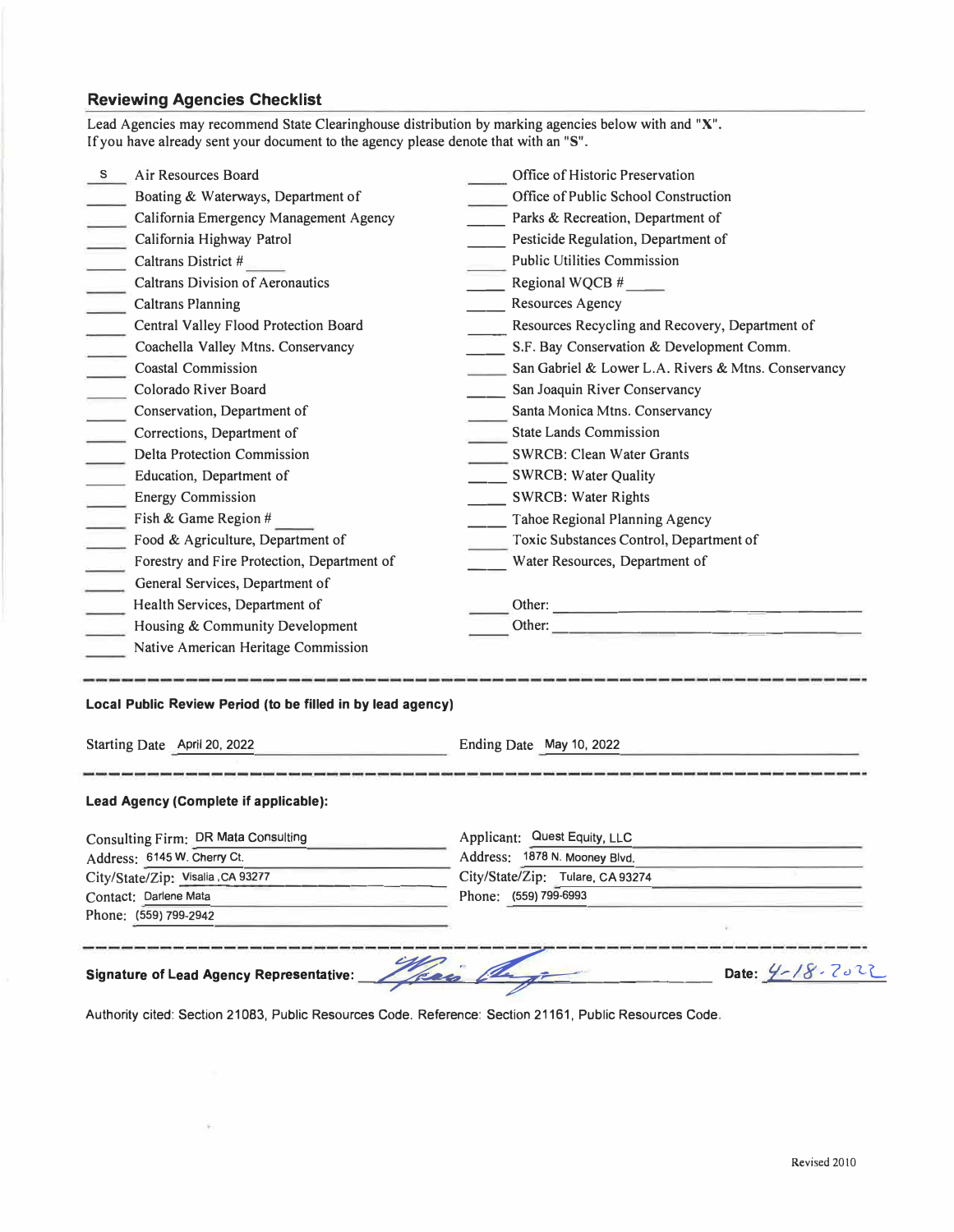## Reviewing Agencies Checklist

Lead Agencies may recommend State Clearinghouse distribution by marking agencies below with and "**X**".
If you have already sent your document to the agency please denote that with an "**S**".

| | | | |
|---|---|---|---|
| S | Air Resources Board | | Office of Historic Preservation |
| | Boating & Waterways, Department of | | Office of Public School Construction |
| | California Emergency Management Agency | | Parks & Recreation, Department of |
| | California Highway Patrol | | Pesticide Regulation, Department of |
| | Caltrans District # \_\_\_\_ | | Public Utilities Commission |
| | Caltrans Division of Aeronautics | | Regional WQCB # \_\_\_\_ |
| | Caltrans Planning | | Resources Agency |
| | Central Valley Flood Protection Board | | Resources Recycling and Recovery, Department of |
| | Coachella Valley Mtns. Conservancy | | S.F. Bay Conservation & Development Comm. |
| | Coastal Commission | | San Gabriel & Lower L.A. Rivers & Mtns. Conservancy |
| | Colorado River Board | | San Joaquin River Conservancy |
| | Conservation, Department of | | Santa Monica Mtns. Conservancy |
| | Corrections, Department of | | State Lands Commission |
| | Delta Protection Commission | | SWRCB: Clean Water Grants |
| | Education, Department of | | SWRCB: Water Quality |
| | Energy Commission | | SWRCB: Water Rights |
| | Fish & Game Region # \_\_\_\_ | | Tahoe Regional Planning Agency |
| | Food & Agriculture, Department of | | Toxic Substances Control, Department of |
| | Forestry and Fire Protection, Department of | | Water Resources, Department of |
| | General Services, Department of | | |
| | Health Services, Department of | | Other: \_\_\_\_ |
| | Housing & Community Development | | Other: \_\_\_\_ |
| | Native American Heritage Commission | | |

---

**Local Public Review Period (to be filled in by lead agency)**

Starting Date April 20, 2022 Ending Date May 10, 2022

---

**Lead Agency (Complete if applicable):**

Consulting Firm: DR Mata Consulting
Address: 6145 W. Cherry Ct.
City/State/Zip: Visalia ,CA 93277
Contact: Darlene Mata
Phone: (559) 799-2942

Applicant: Quest Equity, LLC
Address: 1878 N. Mooney Blvd.
City/State/Zip: Tulare, CA 93274
Phone: (559) 799-6993

---

**Signature of Lead Agency Representative:** [signature] **Date:** 4-18-2022

Authority cited: Section 21083, Public Resources Code. Reference: Section 21161, Public Resources Code.

Revised 2010